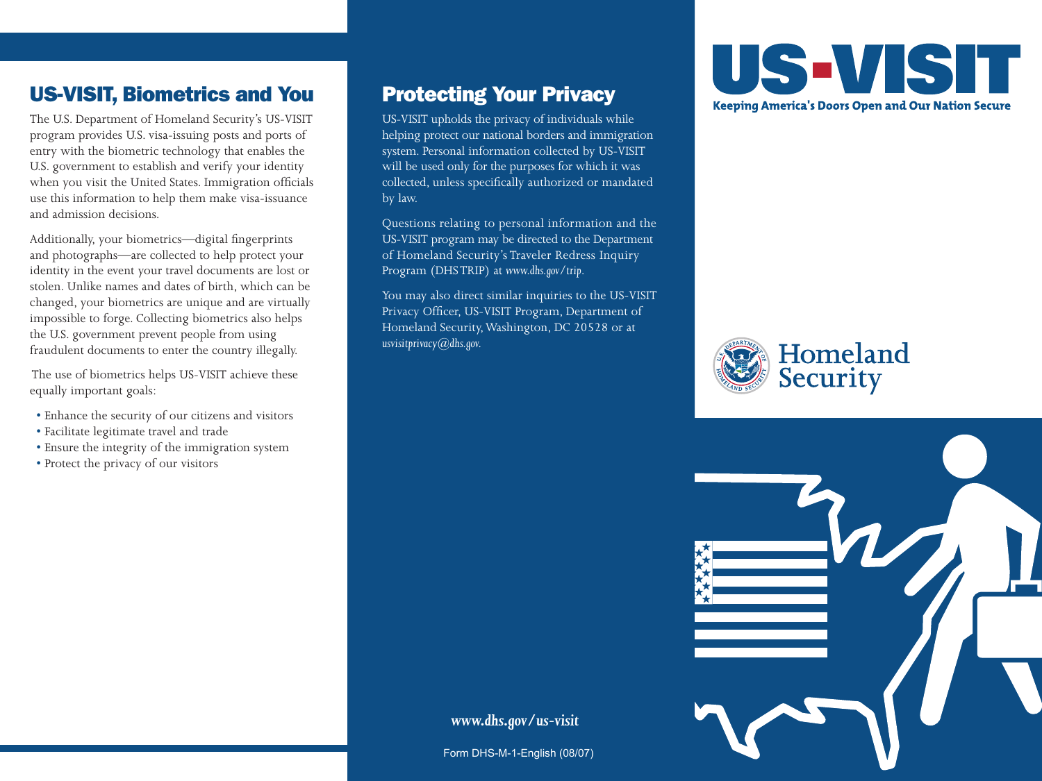## US-VISIT, Biometrics and You

The U.S. Department of Homeland Security's US-VISIT program provides U.S. visa-issuing posts and ports of entry with the biometric technology that enables the U.S. government to establish and verify your identity when you visit the United States. Immigration officials use this information to help them make visa-issuance and admission decisions.

Additionally, your biometrics—digital fingerprints and photographs—are collected to help protect your identity in the event your travel documents are lost or stolen. Unlike names and dates of birth, which can be changed, your biometrics are unique and are virtually impossible to forge. Collecting biometrics also helps the U.S. government prevent people from using fraudulent documents to enter the country illegally.

The use of biometrics helps US-VISIT achieve these equally important goals:

- Enhance the security of our citizens and visitors
- Facilitate legitimate travel and trade
- Ensure the integrity of the immigration system
- Protect the privacy of our visitors

## Protecting Your Privacy

US-VISIT upholds the privacy of individuals while helping protect our national borders and immigration system. Personal information collected by US-VISIT will be used only for the purposes for which it was collected, unless specifically authorized or mandated by law.

Questions relating to personal information and the US-VISIT program may be directed to the Department of Homeland Security's Traveler Redress Inquiry Program (DHS TRIP) at *www.dhs.gov/trip*.

You may also direct similar inquiries to the US-VISIT Privacy Officer, US-VISIT Program, Department of Homeland Security, Washington, DC 20528 or at *usvisitprivacy@dhs.gov*.

***www.dhs.gov/us-visit***

Form DHS-M-1-English (08/07)

# US-VISIT

**Keeping America's Doors Open and Our Nation Secure**

Homeland Security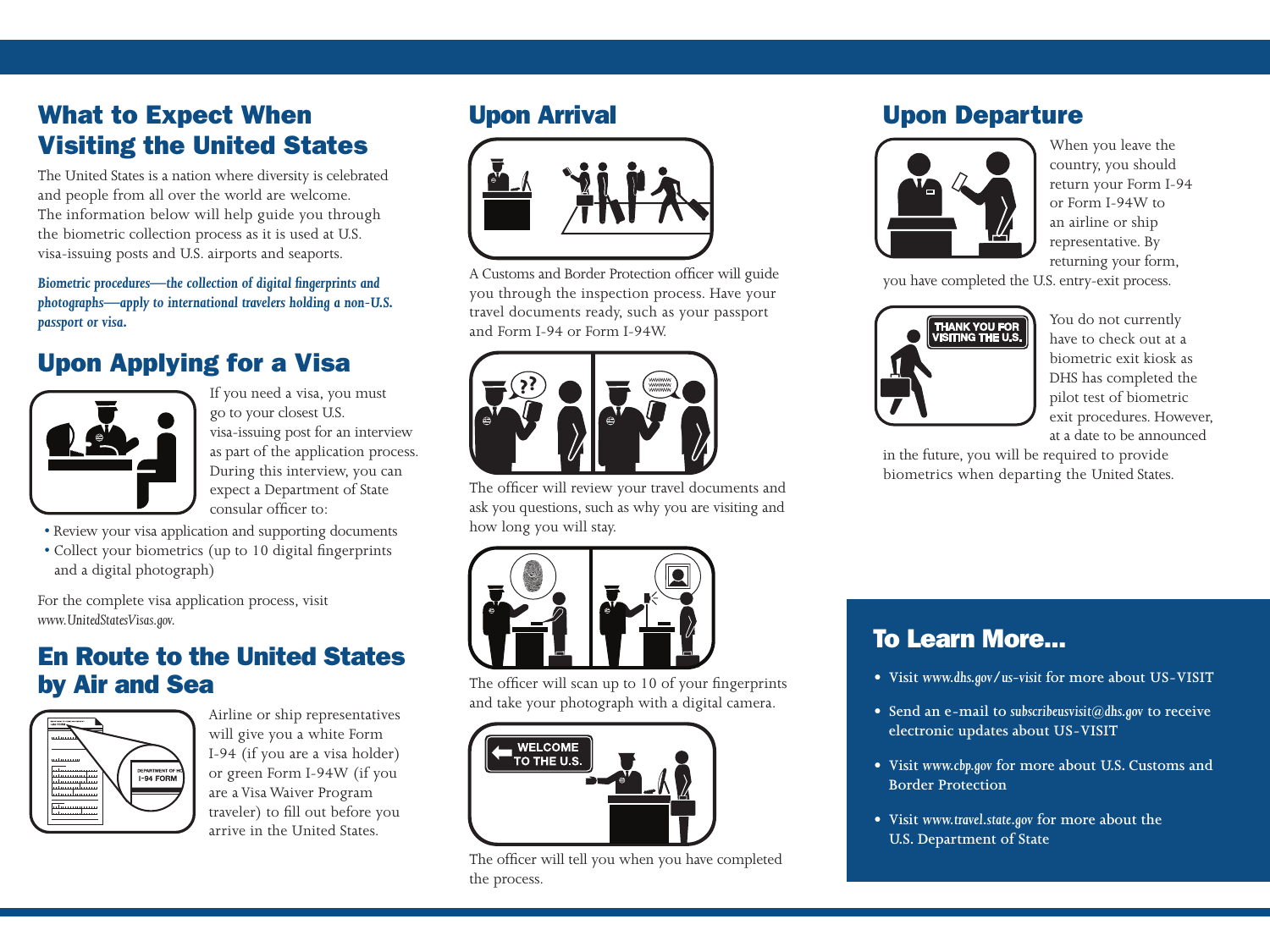## What to Expect When Visiting the United States

The United States is a nation where diversity is celebrated and people from all over the world are welcome. The information below will help guide you through the biometric collection process as it is used at U.S. visa-issuing posts and U.S. airports and seaports.

***Biometric procedures—the collection of digital fingerprints and photographs—apply to international travelers holding a non-U.S. passport or visa.***

## Upon Applying for a Visa

If you need a visa, you must go to your closest U.S. visa-issuing post for an interview as part of the application process. During this interview, you can expect a Department of State consular officer to:

- Review your visa application and supporting documents
- Collect your biometrics (up to 10 digital fingerprints and a digital photograph)

For the complete visa application process, visit *www.UnitedStatesVisas.gov.*

## En Route to the United States by Air and Sea

Airline or ship representatives will give you a white Form I-94 (if you are a visa holder) or green Form I-94W (if you are a Visa Waiver Program traveler) to fill out before you arrive in the United States.

## Upon Arrival

A Customs and Border Protection officer will guide you through the inspection process. Have your travel documents ready, such as your passport and Form I-94 or Form I-94W.

The officer will review your travel documents and ask you questions, such as why you are visiting and how long you will stay.

The officer will scan up to 10 of your fingerprints and take your photograph with a digital camera.

The officer will tell you when you have completed the process.

## Upon Departure

When you leave the country, you should return your Form I-94 or Form I-94W to an airline or ship representative. By returning your form, you have completed the U.S. entry-exit process.

You do not currently have to check out at a biometric exit kiosk as DHS has completed the pilot test of biometric exit procedures. However, at a date to be announced in the future, you will be required to provide biometrics when departing the United States.

## To Learn More...

- Visit *www.dhs.gov/us-visit* for more about US-VISIT
- Send an e-mail to *subscribeusvisit@dhs.gov* to receive electronic updates about US-VISIT
- Visit *www.cbp.gov* for more about U.S. Customs and Border Protection
- Visit *www.travel.state.gov* for more about the U.S. Department of State